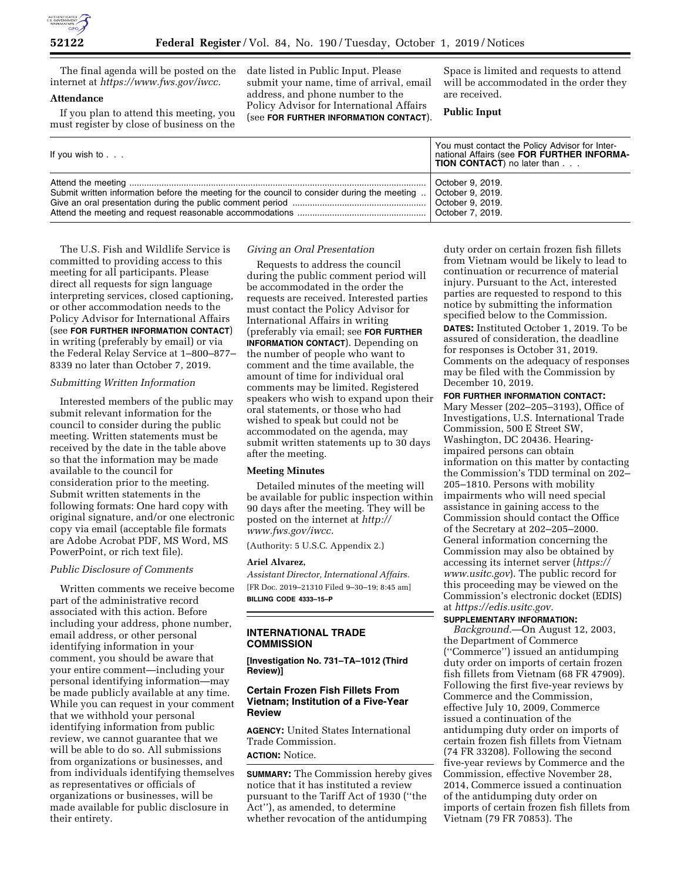The final agenda will be posted on the internet at *https://www.fws.gov/iwcc.*

**Attendance**

If you plan to attend this meeting, you must register by close of business on the date listed in Public Input. Please submit your name, time of arrival, email address, and phone number to the Policy Advisor for International Affairs (see **FOR FURTHER INFORMATION CONTACT**). Space is limited and requests to attend will be accommodated in the order they are received.

**Public Input**

| If you wish to . . . | You must contact the Policy Advisor for International Affairs (see **FOR FURTHER INFORMATION CONTACT**) no later than . . . |
| --- | --- |
| Attend the meeting | October 9, 2019. |
| Submit written information before the meeting for the council to consider during the meeting | October 9, 2019. |
| Give an oral presentation during the public comment period | October 9, 2019. |
| Attend the meeting and request reasonable accommodations | October 7, 2019. |

The U.S. Fish and Wildlife Service is committed to providing access to this meeting for all participants. Please direct all requests for sign language interpreting services, closed captioning, or other accommodation needs to the Policy Advisor for International Affairs (see **FOR FURTHER INFORMATION CONTACT**) in writing (preferably by email) or via the Federal Relay Service at 1–800–877–8339 no later than October 7, 2019.

*Submitting Written Information*

Interested members of the public may submit relevant information for the council to consider during the public meeting. Written statements must be received by the date in the table above so that the information may be made available to the council for consideration prior to the meeting. Submit written statements in the following formats: One hard copy with original signature, and/or one electronic copy via email (acceptable file formats are Adobe Acrobat PDF, MS Word, MS PowerPoint, or rich text file).

*Public Disclosure of Comments*

Written comments we receive become part of the administrative record associated with this action. Before including your address, phone number, email address, or other personal identifying information in your comment, you should be aware that your entire comment—including your personal identifying information—may be made publicly available at any time. While you can request in your comment that we withhold your personal identifying information from public review, we cannot guarantee that we will be able to do so. All submissions from organizations or businesses, and from individuals identifying themselves as representatives or officials of organizations or businesses, will be made available for public disclosure in their entirety.

*Giving an Oral Presentation*

Requests to address the council during the public comment period will be accommodated in the order the requests are received. Interested parties must contact the Policy Advisor for International Affairs in writing (preferably via email; see **FOR FURTHER INFORMATION CONTACT**). Depending on the number of people who want to comment and the time available, the amount of time for individual oral comments may be limited. Registered speakers who wish to expand upon their oral statements, or those who had wished to speak but could not be accommodated on the agenda, may submit written statements up to 30 days after the meeting.

**Meeting Minutes**

Detailed minutes of the meeting will be available for public inspection within 90 days after the meeting. They will be posted on the internet at *http://www.fws.gov/iwcc.*

(Authority: 5 U.S.C. Appendix 2.)

**Ariel Alvarez,**

*Assistant Director, International Affairs.*

[FR Doc. 2019–21310 Filed 9–30–19; 8:45 am]

**BILLING CODE 4333–15–P**

## INTERNATIONAL TRADE COMMISSION

**[Investigation No. 731–TA–1012 (Third Review)]**

### Certain Frozen Fish Fillets From Vietnam; Institution of a Five-Year Review

**AGENCY:** United States International Trade Commission.

**ACTION:** Notice.

**SUMMARY:** The Commission hereby gives notice that it has instituted a review pursuant to the Tariff Act of 1930 (''the Act''), as amended, to determine whether revocation of the antidumping duty order on certain frozen fish fillets from Vietnam would be likely to lead to continuation or recurrence of material injury. Pursuant to the Act, interested parties are requested to respond to this notice by submitting the information specified below to the Commission.

**DATES:** Instituted October 1, 2019. To be assured of consideration, the deadline for responses is October 31, 2019. Comments on the adequacy of responses may be filed with the Commission by December 10, 2019.

**FOR FURTHER INFORMATION CONTACT:** Mary Messer (202–205–3193), Office of Investigations, U.S. International Trade Commission, 500 E Street SW, Washington, DC 20436. Hearing-impaired persons can obtain information on this matter by contacting the Commission's TDD terminal on 202–205–1810. Persons with mobility impairments who will need special assistance in gaining access to the Commission should contact the Office of the Secretary at 202–205–2000. General information concerning the Commission may also be obtained by accessing its internet server (*https://www.usitc.gov*). The public record for this proceeding may be viewed on the Commission's electronic docket (EDIS) at *https://edis.usitc.gov.*

**SUPPLEMENTARY INFORMATION:**

*Background.*—On August 12, 2003, the Department of Commerce (''Commerce'') issued an antidumping duty order on imports of certain frozen fish fillets from Vietnam (68 FR 47909). Following the first five-year reviews by Commerce and the Commission, effective July 10, 2009, Commerce issued a continuation of the antidumping duty order on imports of certain frozen fish fillets from Vietnam (74 FR 33208). Following the second five-year reviews by Commerce and the Commission, effective November 28, 2014, Commerce issued a continuation of the antidumping duty order on imports of certain frozen fish fillets from Vietnam (79 FR 70853). The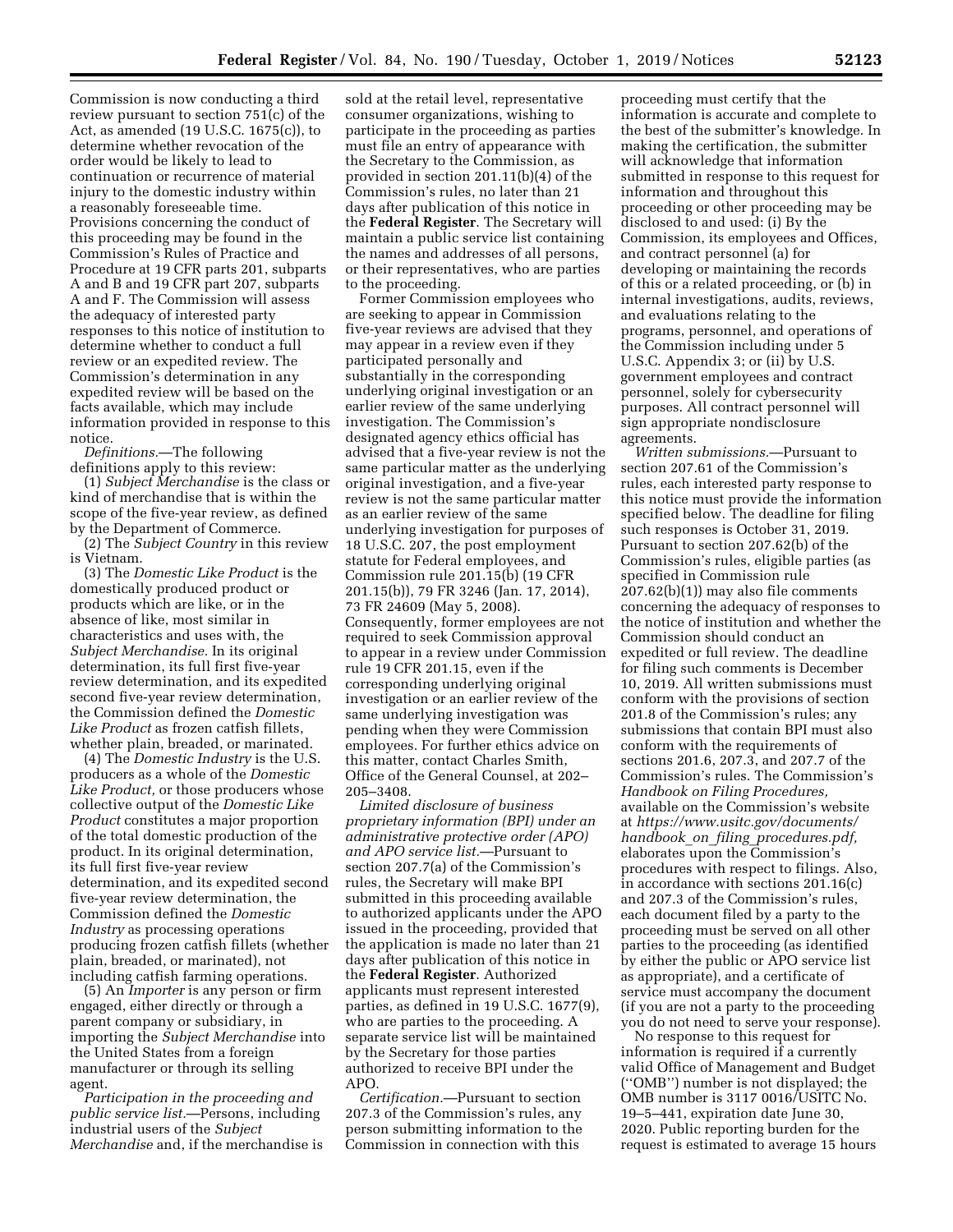Commission is now conducting a third review pursuant to section 751(c) of the Act, as amended (19 U.S.C. 1675(c)), to determine whether revocation of the order would be likely to lead to continuation or recurrence of material injury to the domestic industry within a reasonably foreseeable time. Provisions concerning the conduct of this proceeding may be found in the Commission's Rules of Practice and Procedure at 19 CFR parts 201, subparts A and B and 19 CFR part 207, subparts A and F. The Commission will assess the adequacy of interested party responses to this notice of institution to determine whether to conduct a full review or an expedited review. The Commission's determination in any expedited review will be based on the facts available, which may include information provided in response to this notice.

*Definitions.*—The following definitions apply to this review:

(1) *Subject Merchandise* is the class or kind of merchandise that is within the scope of the five-year review, as defined by the Department of Commerce.

(2) The *Subject Country* in this review is Vietnam.

(3) The *Domestic Like Product* is the domestically produced product or products which are like, or in the absence of like, most similar in characteristics and uses with, the *Subject Merchandise.* In its original determination, its full first five-year review determination, and its expedited second five-year review determination, the Commission defined the *Domestic Like Product* as frozen catfish fillets, whether plain, breaded, or marinated.

(4) The *Domestic Industry* is the U.S. producers as a whole of the *Domestic Like Product,* or those producers whose collective output of the *Domestic Like Product* constitutes a major proportion of the total domestic production of the product. In its original determination, its full first five-year review determination, and its expedited second five-year review determination, the Commission defined the *Domestic Industry* as processing operations producing frozen catfish fillets (whether plain, breaded, or marinated), not including catfish farming operations.

(5) An *Importer* is any person or firm engaged, either directly or through a parent company or subsidiary, in importing the *Subject Merchandise* into the United States from a foreign manufacturer or through its selling agent.

*Participation in the proceeding and public service list.*—Persons, including industrial users of the *Subject Merchandise* and, if the merchandise is sold at the retail level, representative consumer organizations, wishing to participate in the proceeding as parties must file an entry of appearance with the Secretary to the Commission, as provided in section 201.11(b)(4) of the Commission's rules, no later than 21 days after publication of this notice in the **Federal Register**. The Secretary will maintain a public service list containing the names and addresses of all persons, or their representatives, who are parties to the proceeding.

Former Commission employees who are seeking to appear in Commission five-year reviews are advised that they may appear in a review even if they participated personally and substantially in the corresponding underlying original investigation or an earlier review of the same underlying investigation. The Commission's designated agency ethics official has advised that a five-year review is not the same particular matter as the underlying original investigation, and a five-year review is not the same particular matter as an earlier review of the same underlying investigation for purposes of 18 U.S.C. 207, the post employment statute for Federal employees, and Commission rule 201.15(b) (19 CFR 201.15(b)), 79 FR 3246 (Jan. 17, 2014), 73 FR 24609 (May 5, 2008). Consequently, former employees are not required to seek Commission approval to appear in a review under Commission rule 19 CFR 201.15, even if the corresponding underlying original investigation or an earlier review of the same underlying investigation was pending when they were Commission employees. For further ethics advice on this matter, contact Charles Smith, Office of the General Counsel, at 202–205–3408.

*Limited disclosure of business proprietary information (BPI) under an administrative protective order (APO) and APO service list.*—Pursuant to section 207.7(a) of the Commission's rules, the Secretary will make BPI submitted in this proceeding available to authorized applicants under the APO issued in the proceeding, provided that the application is made no later than 21 days after publication of this notice in the **Federal Register**. Authorized applicants must represent interested parties, as defined in 19 U.S.C. 1677(9), who are parties to the proceeding. A separate service list will be maintained by the Secretary for those parties authorized to receive BPI under the APO.

*Certification.*—Pursuant to section 207.3 of the Commission's rules, any person submitting information to the Commission in connection with this proceeding must certify that the information is accurate and complete to the best of the submitter's knowledge. In making the certification, the submitter will acknowledge that information submitted in response to this request for information and throughout this proceeding or other proceeding may be disclosed to and used: (i) By the Commission, its employees and Offices, and contract personnel (a) for developing or maintaining the records of this or a related proceeding, or (b) in internal investigations, audits, reviews, and evaluations relating to the programs, personnel, and operations of the Commission including under 5 U.S.C. Appendix 3; or (ii) by U.S. government employees and contract personnel, solely for cybersecurity purposes. All contract personnel will sign appropriate nondisclosure agreements.

*Written submissions.*—Pursuant to section 207.61 of the Commission's rules, each interested party response to this notice must provide the information specified below. The deadline for filing such responses is October 31, 2019. Pursuant to section 207.62(b) of the Commission's rules, eligible parties (as specified in Commission rule 207.62(b)(1)) may also file comments concerning the adequacy of responses to the notice of institution and whether the Commission should conduct an expedited or full review. The deadline for filing such comments is December 10, 2019. All written submissions must conform with the provisions of section 201.8 of the Commission's rules; any submissions that contain BPI must also conform with the requirements of sections 201.6, 207.3, and 207.7 of the Commission's rules. The Commission's *Handbook on Filing Procedures,* available on the Commission's website at *https://www.usitc.gov/documents/handbook_on_filing_procedures.pdf,* elaborates upon the Commission's procedures with respect to filings. Also, in accordance with sections 201.16(c) and 207.3 of the Commission's rules, each document filed by a party to the proceeding must be served on all other parties to the proceeding (as identified by either the public or APO service list as appropriate), and a certificate of service must accompany the document (if you are not a party to the proceeding you do not need to serve your response).

No response to this request for information is required if a currently valid Office of Management and Budget ("OMB") number is not displayed; the OMB number is 3117 0016/USITC No. 19–5–441, expiration date June 30, 2020. Public reporting burden for the request is estimated to average 15 hours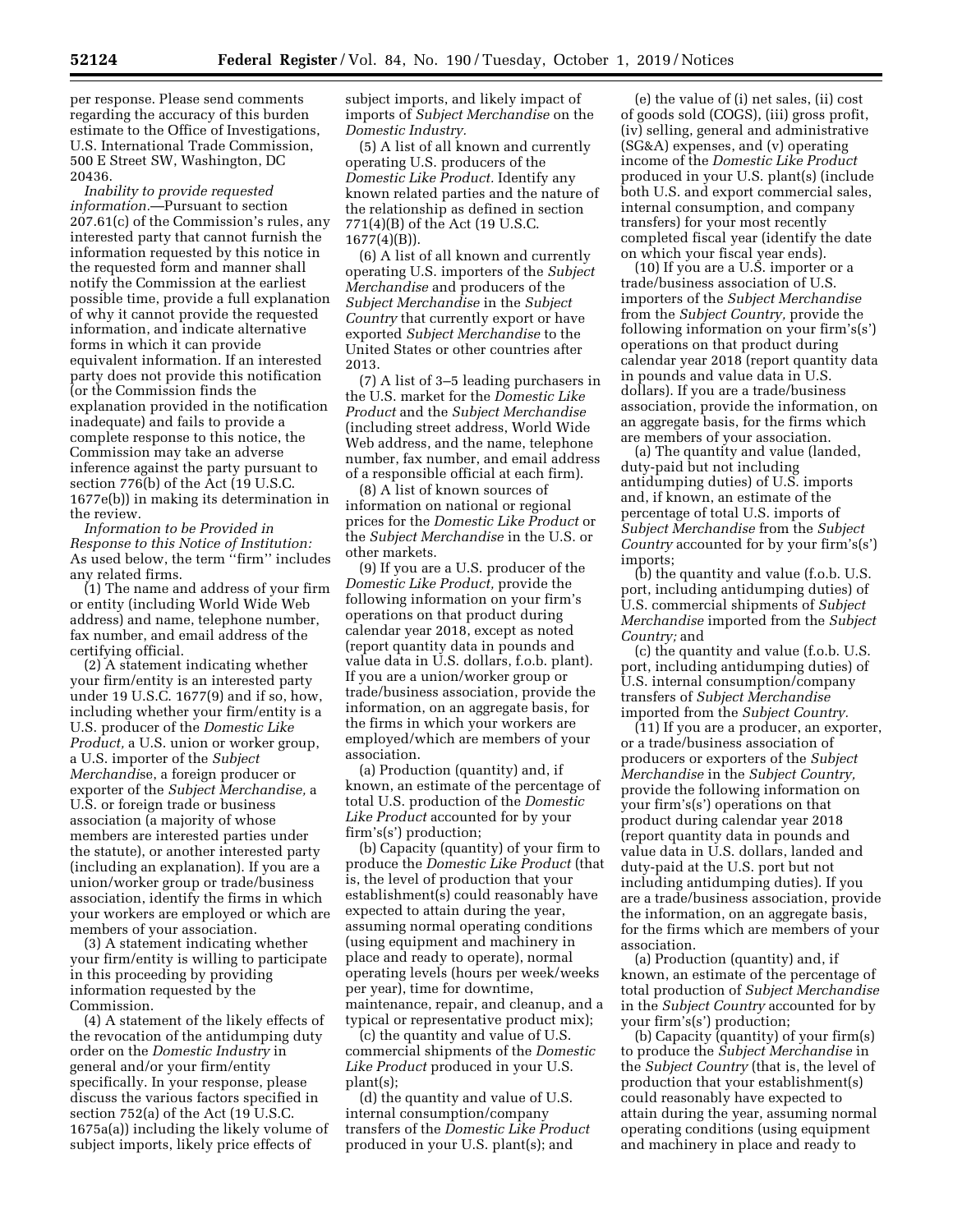per response. Please send comments regarding the accuracy of this burden estimate to the Office of Investigations, U.S. International Trade Commission, 500 E Street SW, Washington, DC 20436.

*Inability to provide requested information.*—Pursuant to section 207.61(c) of the Commission's rules, any interested party that cannot furnish the information requested by this notice in the requested form and manner shall notify the Commission at the earliest possible time, provide a full explanation of why it cannot provide the requested information, and indicate alternative forms in which it can provide equivalent information. If an interested party does not provide this notification (or the Commission finds the explanation provided in the notification inadequate) and fails to provide a complete response to this notice, the Commission may take an adverse inference against the party pursuant to section 776(b) of the Act (19 U.S.C. 1677e(b)) in making its determination in the review.

*Information to be Provided in Response to this Notice of Institution:* As used below, the term ''firm'' includes any related firms.

(1) The name and address of your firm or entity (including World Wide Web address) and name, telephone number, fax number, and email address of the certifying official.

(2) A statement indicating whether your firm/entity is an interested party under 19 U.S.C. 1677(9) and if so, how, including whether your firm/entity is a U.S. producer of the *Domestic Like Product,* a U.S. union or worker group, a U.S. importer of the *Subject Merchandis*e, a foreign producer or exporter of the *Subject Merchandise,* a U.S. or foreign trade or business association (a majority of whose members are interested parties under the statute), or another interested party (including an explanation). If you are a union/worker group or trade/business association, identify the firms in which your workers are employed or which are members of your association.

(3) A statement indicating whether your firm/entity is willing to participate in this proceeding by providing information requested by the Commission.

(4) A statement of the likely effects of the revocation of the antidumping duty order on the *Domestic Industry* in general and/or your firm/entity specifically. In your response, please discuss the various factors specified in section 752(a) of the Act (19 U.S.C. 1675a(a)) including the likely volume of subject imports, likely price effects of subject imports, and likely impact of imports of *Subject Merchandise* on the *Domestic Industry.*

(5) A list of all known and currently operating U.S. producers of the *Domestic Like Product.* Identify any known related parties and the nature of the relationship as defined in section 771(4)(B) of the Act (19 U.S.C. 1677(4)(B)).

(6) A list of all known and currently operating U.S. importers of the *Subject Merchandise* and producers of the *Subject Merchandise* in the *Subject Country* that currently export or have exported *Subject Merchandise* to the United States or other countries after 2013.

(7) A list of 3–5 leading purchasers in the U.S. market for the *Domestic Like Product* and the *Subject Merchandise* (including street address, World Wide Web address, and the name, telephone number, fax number, and email address of a responsible official at each firm).

(8) A list of known sources of information on national or regional prices for the *Domestic Like Product* or the *Subject Merchandise* in the U.S. or other markets.

(9) If you are a U.S. producer of the *Domestic Like Product,* provide the following information on your firm's operations on that product during calendar year 2018, except as noted (report quantity data in pounds and value data in U.S. dollars, f.o.b. plant). If you are a union/worker group or trade/business association, provide the information, on an aggregate basis, for the firms in which your workers are employed/which are members of your association.

(a) Production (quantity) and, if known, an estimate of the percentage of total U.S. production of the *Domestic Like Product* accounted for by your firm's(s') production;

(b) Capacity (quantity) of your firm to produce the *Domestic Like Product* (that is, the level of production that your establishment(s) could reasonably have expected to attain during the year, assuming normal operating conditions (using equipment and machinery in place and ready to operate), normal operating levels (hours per week/weeks per year), time for downtime, maintenance, repair, and cleanup, and a typical or representative product mix);

(c) the quantity and value of U.S. commercial shipments of the *Domestic Like Product* produced in your U.S. plant(s);

(d) the quantity and value of U.S. internal consumption/company transfers of the *Domestic Like Product* produced in your U.S. plant(s); and

(e) the value of (i) net sales, (ii) cost of goods sold (COGS), (iii) gross profit, (iv) selling, general and administrative (SG&A) expenses, and (v) operating income of the *Domestic Like Product* produced in your U.S. plant(s) (include both U.S. and export commercial sales, internal consumption, and company transfers) for your most recently completed fiscal year (identify the date on which your fiscal year ends).

(10) If you are a U.S. importer or a trade/business association of U.S. importers of the *Subject Merchandise* from the *Subject Country,* provide the following information on your firm's(s') operations on that product during calendar year 2018 (report quantity data in pounds and value data in U.S. dollars). If you are a trade/business association, provide the information, on an aggregate basis, for the firms which are members of your association.

(a) The quantity and value (landed, duty-paid but not including antidumping duties) of U.S. imports and, if known, an estimate of the percentage of total U.S. imports of *Subject Merchandise* from the *Subject Country* accounted for by your firm's(s') imports;

(b) the quantity and value (f.o.b. U.S. port, including antidumping duties) of U.S. commercial shipments of *Subject Merchandise* imported from the *Subject Country;* and

(c) the quantity and value (f.o.b. U.S. port, including antidumping duties) of U.S. internal consumption/company transfers of *Subject Merchandise* imported from the *Subject Country.*

(11) If you are a producer, an exporter, or a trade/business association of producers or exporters of the *Subject Merchandise* in the *Subject Country,* provide the following information on your firm's(s') operations on that product during calendar year 2018 (report quantity data in pounds and value data in U.S. dollars, landed and duty-paid at the U.S. port but not including antidumping duties). If you are a trade/business association, provide the information, on an aggregate basis, for the firms which are members of your association.

(a) Production (quantity) and, if known, an estimate of the percentage of total production of *Subject Merchandise* in the *Subject Country* accounted for by your firm's(s') production;

(b) Capacity (quantity) of your firm(s) to produce the *Subject Merchandise* in the *Subject Country* (that is, the level of production that your establishment(s) could reasonably have expected to attain during the year, assuming normal operating conditions (using equipment and machinery in place and ready to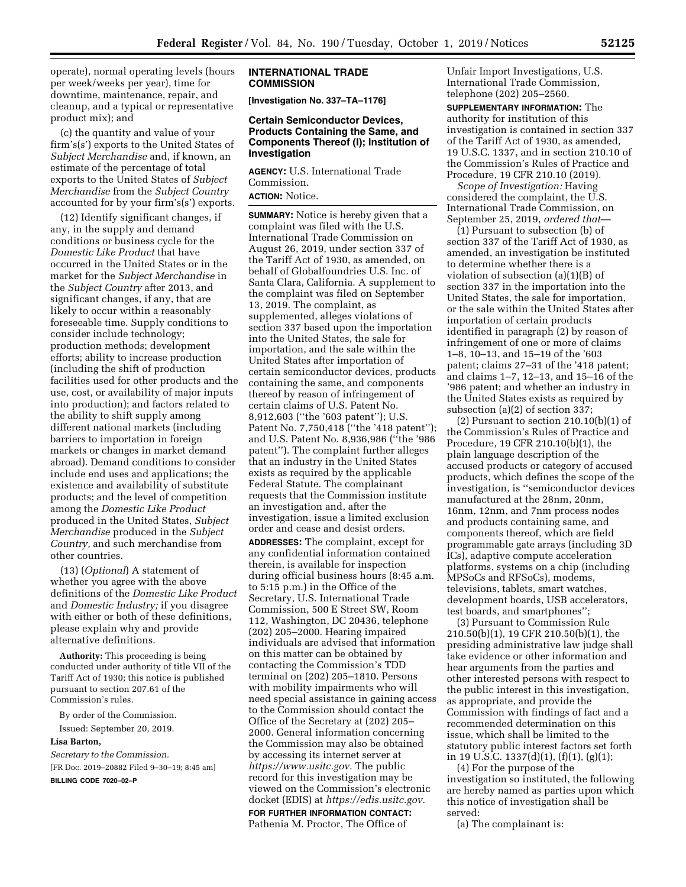operate), normal operating levels (hours per week/weeks per year), time for downtime, maintenance, repair, and cleanup, and a typical or representative product mix); and

(c) the quantity and value of your firm's(s') exports to the United States of *Subject Merchandise* and, if known, an estimate of the percentage of total exports to the United States of *Subject Merchandise* from the *Subject Country* accounted for by your firm's(s') exports.

(12) Identify significant changes, if any, in the supply and demand conditions or business cycle for the *Domestic Like Product* that have occurred in the United States or in the market for the *Subject Merchandise* in the *Subject Country* after 2013, and significant changes, if any, that are likely to occur within a reasonably foreseeable time. Supply conditions to consider include technology; production methods; development efforts; ability to increase production (including the shift of production facilities used for other products and the use, cost, or availability of major inputs into production); and factors related to the ability to shift supply among different national markets (including barriers to importation in foreign markets or changes in market demand abroad). Demand conditions to consider include end uses and applications; the existence and availability of substitute products; and the level of competition among the *Domestic Like Product* produced in the United States, *Subject Merchandise* produced in the *Subject Country,* and such merchandise from other countries.

(13) (*Optional*) A statement of whether you agree with the above definitions of the *Domestic Like Product* and *Domestic Industry;* if you disagree with either or both of these definitions, please explain why and provide alternative definitions.

**Authority:** This proceeding is being conducted under authority of title VII of the Tariff Act of 1930; this notice is published pursuant to section 207.61 of the Commission's rules.

By order of the Commission.

Issued: September 20, 2019.

**Lisa Barton,**

*Secretary to the Commission.*

[FR Doc. 2019–20882 Filed 9–30–19; 8:45 am]

**BILLING CODE 7020–02–P**

## INTERNATIONAL TRADE COMMISSION

**[Investigation No. 337–TA–1176]**

### Certain Semiconductor Devices, Products Containing the Same, and Components Thereof (I); Institution of Investigation

**AGENCY:** U.S. International Trade Commission.

**ACTION:** Notice.

**SUMMARY:** Notice is hereby given that a complaint was filed with the U.S. International Trade Commission on August 26, 2019, under section 337 of the Tariff Act of 1930, as amended, on behalf of Globalfoundries U.S. Inc. of Santa Clara, California. A supplement to the complaint was filed on September 13, 2019. The complaint, as supplemented, alleges violations of section 337 based upon the importation into the United States, the sale for importation, and the sale within the United States after importation of certain semiconductor devices, products containing the same, and components thereof by reason of infringement of certain claims of U.S. Patent No. 8,912,603 (''the '603 patent''); U.S. Patent No. 7,750,418 (''the '418 patent''); and U.S. Patent No. 8,936,986 (''the '986 patent''). The complaint further alleges that an industry in the United States exists as required by the applicable Federal Statute. The complainant requests that the Commission institute an investigation and, after the investigation, issue a limited exclusion order and cease and desist orders.

**ADDRESSES:** The complaint, except for any confidential information contained therein, is available for inspection during official business hours (8:45 a.m. to 5:15 p.m.) in the Office of the Secretary, U.S. International Trade Commission, 500 E Street SW, Room 112, Washington, DC 20436, telephone (202) 205–2000. Hearing impaired individuals are advised that information on this matter can be obtained by contacting the Commission's TDD terminal on (202) 205–1810. Persons with mobility impairments who will need special assistance in gaining access to the Commission should contact the Office of the Secretary at (202) 205–2000. General information concerning the Commission may also be obtained by accessing its internet server at *https://www.usitc.gov.* The public record for this investigation may be viewed on the Commission's electronic docket (EDIS) at *https://edis.usitc.gov.*

**FOR FURTHER INFORMATION CONTACT:** Pathenia M. Proctor, The Office of Unfair Import Investigations, U.S. International Trade Commission, telephone (202) 205–2560.

**SUPPLEMENTARY INFORMATION:** The authority for institution of this investigation is contained in section 337 of the Tariff Act of 1930, as amended, 19 U.S.C. 1337, and in section 210.10 of the Commission's Rules of Practice and Procedure, 19 CFR 210.10 (2019).

*Scope of Investigation:* Having considered the complaint, the U.S. International Trade Commission, on September 25, 2019, *ordered that*—

(1) Pursuant to subsection (b) of section 337 of the Tariff Act of 1930, as amended, an investigation be instituted to determine whether there is a violation of subsection (a)(1)(B) of section 337 in the importation into the United States, the sale for importation, or the sale within the United States after importation of certain products identified in paragraph (2) by reason of infringement of one or more of claims 1–8, 10–13, and 15–19 of the '603 patent; claims 27–31 of the '418 patent; and claims 1–7, 12–13, and 15–16 of the '986 patent; and whether an industry in the United States exists as required by subsection (a)(2) of section 337;

(2) Pursuant to section 210.10(b)(1) of the Commission's Rules of Practice and Procedure, 19 CFR 210.10(b)(1), the plain language description of the accused products or category of accused products, which defines the scope of the investigation, is ''semiconductor devices manufactured at the 28nm, 20nm, 16nm, 12nm, and 7nm process nodes and products containing same, and components thereof, which are field programmable gate arrays (including 3D ICs), adaptive compute acceleration platforms, systems on a chip (including MPSoCs and RFSoCs), modems, televisions, tablets, smart watches, development boards, USB accelerators, test boards, and smartphones'';

(3) Pursuant to Commission Rule 210.50(b)(1), 19 CFR 210.50(b)(1), the presiding administrative law judge shall take evidence or other information and hear arguments from the parties and other interested persons with respect to the public interest in this investigation, as appropriate, and provide the Commission with findings of fact and a recommended determination on this issue, which shall be limited to the statutory public interest factors set forth in 19 U.S.C. 1337(d)(1), (f)(1), (g)(1);

(4) For the purpose of the investigation so instituted, the following are hereby named as parties upon which this notice of investigation shall be served:

(a) The complainant is: